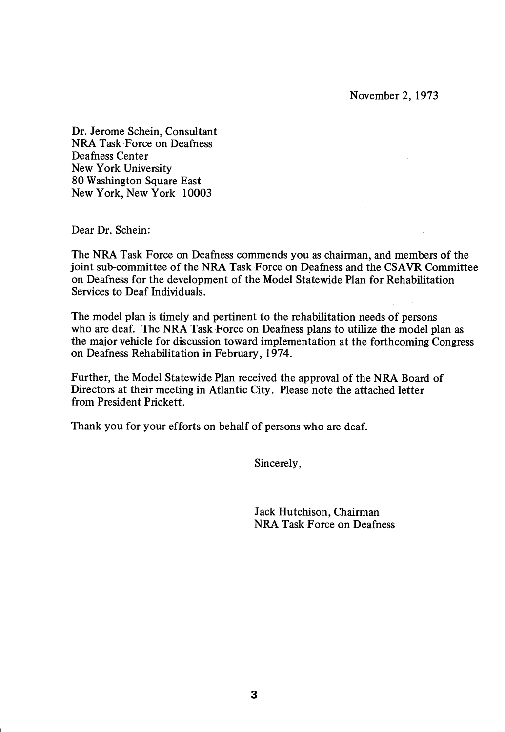November 2, 1973

Dr. Jerome Schein, Consultant
NRA Task Force on Deafness
Deafness Center
New York University
80 Washington Square East
New York, New York 10003

Dear Dr. Schein:

The NRA Task Force on Deafness commends you as chairman, and members of the joint sub-committee of the NRA Task Force on Deafness and the CSAVR Committee on Deafness for the development of the Model Statewide Plan for Rehabilitation Services to Deaf Individuals.

The model plan is timely and pertinent to the rehabilitation needs of persons who are deaf. The NRA Task Force on Deafness plans to utilize the model plan as the major vehicle for discussion toward implementation at the forthcoming Congress on Deafness Rehabilitation in February, 1974.

Further, the Model Statewide Plan received the approval of the NRA Board of Directors at their meeting in Atlantic City. Please note the attached letter from President Prickett.

Thank you for your efforts on behalf of persons who are deaf.

Sincerely,

Jack Hutchison, Chairman
NRA Task Force on Deafness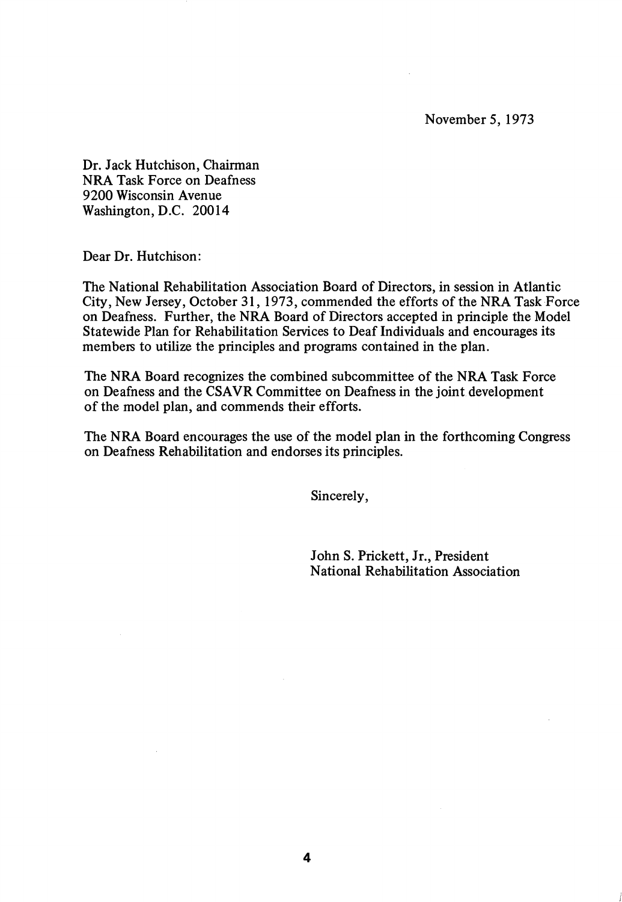November 5, 1973

Dr. Jack Hutchison, Chairman
NRA Task Force on Deafness
9200 Wisconsin Avenue
Washington, D.C. 20014

Dear Dr. Hutchison:

The National Rehabilitation Association Board of Directors, in session in Atlantic City, New Jersey, October 31, 1973, commended the efforts of the NRA Task Force on Deafness. Further, the NRA Board of Directors accepted in principle the Model Statewide Plan for Rehabilitation Services to Deaf Individuals and encourages its members to utilize the principles and programs contained in the plan.

The NRA Board recognizes the combined subcommittee of the NRA Task Force on Deafness and the CSAVR Committee on Deafness in the joint development of the model plan, and commends their efforts.

The NRA Board encourages the use of the model plan in the forthcoming Congress on Deafness Rehabilitation and endorses its principles.

Sincerely,

John S. Prickett, Jr., President
National Rehabilitation Association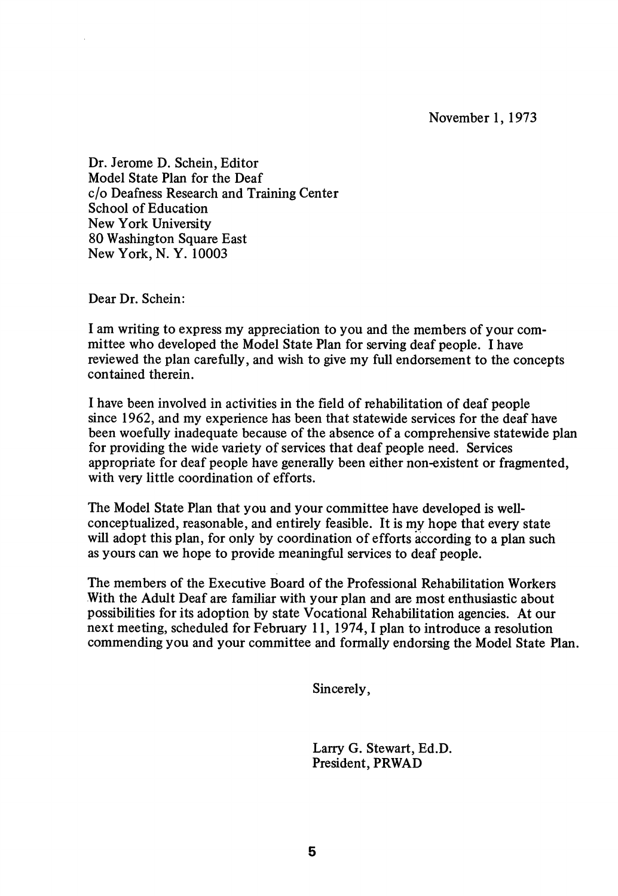November 1, 1973

Dr. Jerome D. Schein, Editor
Model State Plan for the Deaf
c/o Deafness Research and Training Center
School of Education
New York University
80 Washington Square East
New York, N. Y. 10003

Dear Dr. Schein:

I am writing to express my appreciation to you and the members of your committee who developed the Model State Plan for serving deaf people. I have reviewed the plan carefully, and wish to give my full endorsement to the concepts contained therein.

I have been involved in activities in the field of rehabilitation of deaf people since 1962, and my experience has been that statewide services for the deaf have been woefully inadequate because of the absence of a comprehensive statewide plan for providing the wide variety of services that deaf people need. Services appropriate for deaf people have generally been either non-existent or fragmented, with very little coordination of efforts.

The Model State Plan that you and your committee have developed is well-conceptualized, reasonable, and entirely feasible. It is my hope that every state will adopt this plan, for only by coordination of efforts according to a plan such as yours can we hope to provide meaningful services to deaf people.

The members of the Executive Board of the Professional Rehabilitation Workers With the Adult Deaf are familiar with your plan and are most enthusiastic about possibilities for its adoption by state Vocational Rehabilitation agencies. At our next meeting, scheduled for February 11, 1974, I plan to introduce a resolution commending you and your committee and formally endorsing the Model State Plan.

Sincerely,

Larry G. Stewart, Ed.D.
President, PRWAD